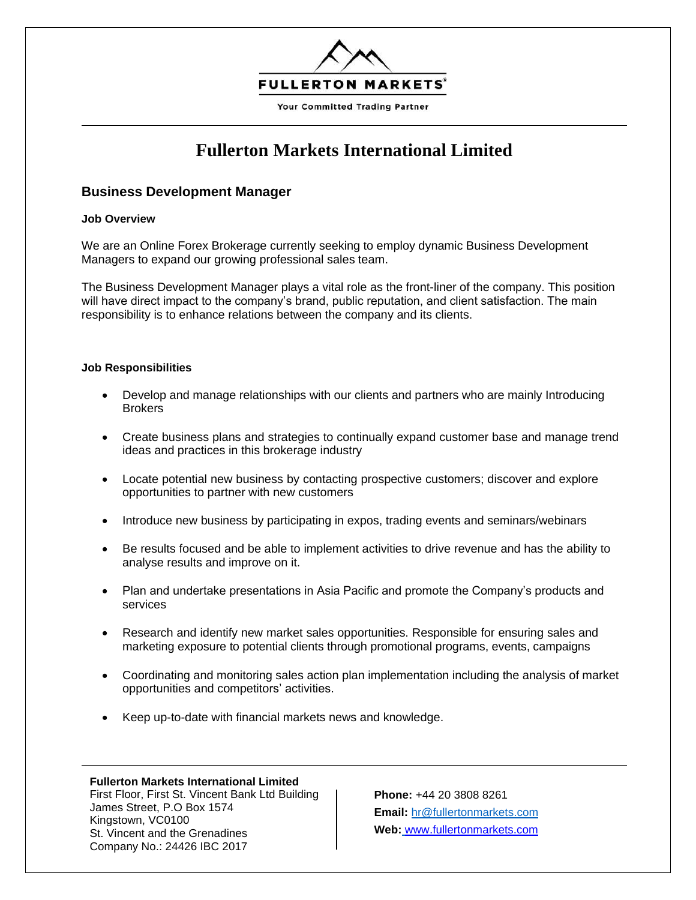FULLERTON MARKETS®

Your Committed Trading Partner

# Fullerton Markets International Limited

## Business Development Manager

### Job Overview

We are an Online Forex Brokerage currently seeking to employ dynamic Business Development Managers to expand our growing professional sales team.

The Business Development Manager plays a vital role as the front-liner of the company. This position will have direct impact to the company's brand, public reputation, and client satisfaction. The main responsibility is to enhance relations between the company and its clients.

### Job Responsibilities

- Develop and manage relationships with our clients and partners who are mainly Introducing Brokers
- Create business plans and strategies to continually expand customer base and manage trend ideas and practices in this brokerage industry
- Locate potential new business by contacting prospective customers; discover and explore opportunities to partner with new customers
- Introduce new business by participating in expos, trading events and seminars/webinars
- Be results focused and be able to implement activities to drive revenue and has the ability to analyse results and improve on it.
- Plan and undertake presentations in Asia Pacific and promote the Company's products and services
- Research and identify new market sales opportunities. Responsible for ensuring sales and marketing exposure to potential clients through promotional programs, events, campaigns
- Coordinating and monitoring sales action plan implementation including the analysis of market opportunities and competitors' activities.
- Keep up-to-date with financial markets news and knowledge.

**Fullerton Markets International Limited**
First Floor, First St. Vincent Bank Ltd Building
James Street, P.O Box 1574
Kingstown, VC0100
St. Vincent and the Grenadines
Company No.: 24426 IBC 2017

**Phone:** +44 20 3808 8261
**Email:** hr@fullertonmarkets.com
**Web:** www.fullertonmarkets.com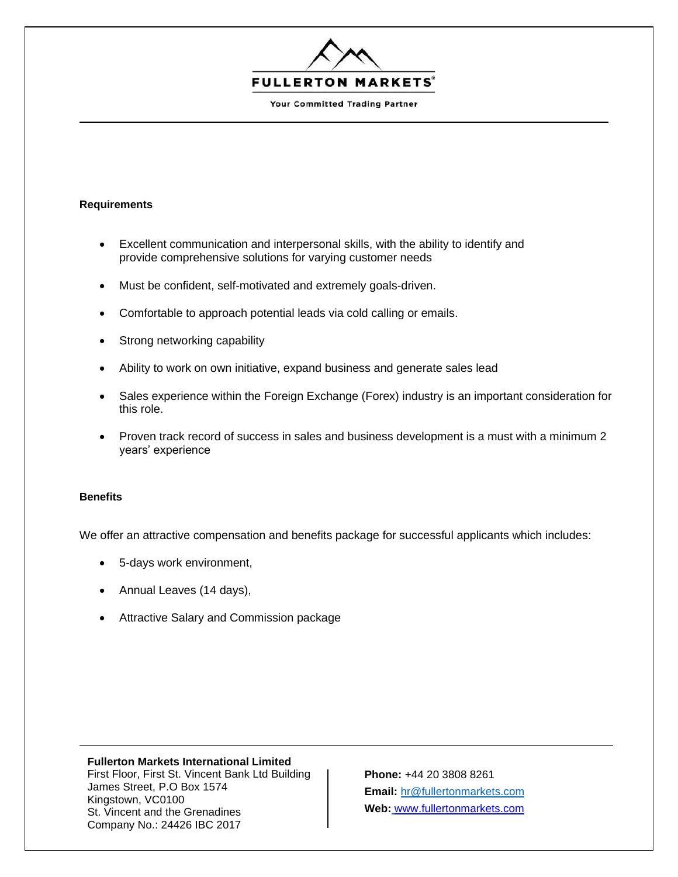### Requirements

- Excellent communication and interpersonal skills, with the ability to identify and provide comprehensive solutions for varying customer needs
- Must be confident, self-motivated and extremely goals-driven.
- Comfortable to approach potential leads via cold calling or emails.
- Strong networking capability
- Ability to work on own initiative, expand business and generate sales lead
- Sales experience within the Foreign Exchange (Forex) industry is an important consideration for this role.
- Proven track record of success in sales and business development is a must with a minimum 2 years' experience

### Benefits

We offer an attractive compensation and benefits package for successful applicants which includes:

- 5-days work environment,
- Annual Leaves (14 days),
- Attractive Salary and Commission package